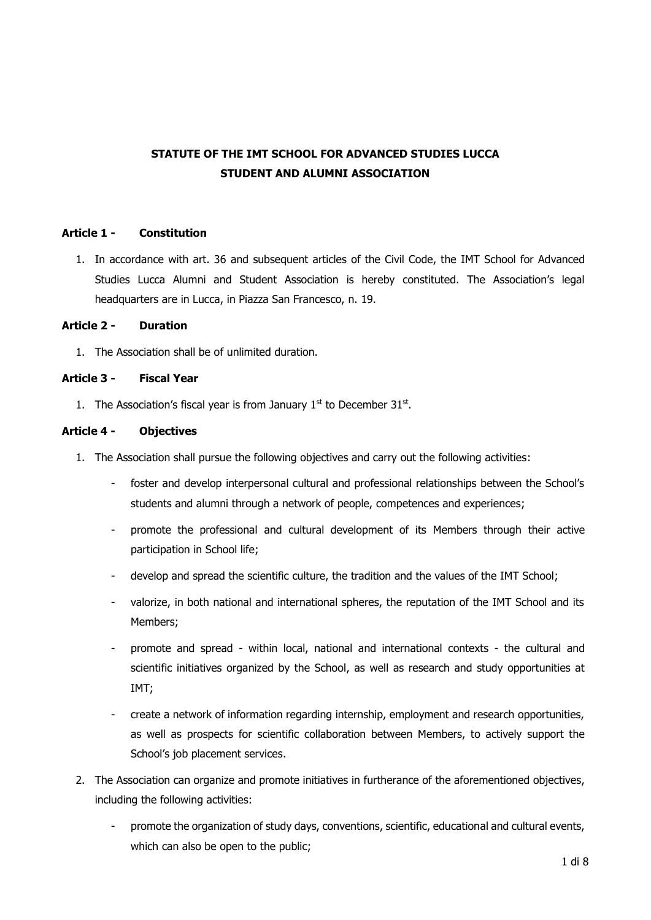# STATUTE OF THE IMT SCHOOL FOR ADVANCED STUDIES LUCCA STUDENT AND ALUMNI ASSOCIATION

## Article 1 - Constitution

1. In accordance with art. 36 and subsequent articles of the Civil Code, the IMT School for Advanced Studies Lucca Alumni and Student Association is hereby constituted. The Association's legal headquarters are in Lucca, in Piazza San Francesco, n. 19.

## Article 2 - Duration

1. The Association shall be of unlimited duration.

## Article 3 - Fiscal Year

1. The Association's fiscal year is from January 1st to December 31st.

## Article 4 - Objectives

1. The Association shall pursue the following objectives and carry out the following activities:
   - foster and develop interpersonal cultural and professional relationships between the School's students and alumni through a network of people, competences and experiences;
   - promote the professional and cultural development of its Members through their active participation in School life;
   - develop and spread the scientific culture, the tradition and the values of the IMT School;
   - valorize, in both national and international spheres, the reputation of the IMT School and its Members;
   - promote and spread - within local, national and international contexts - the cultural and scientific initiatives organized by the School, as well as research and study opportunities at IMT;
   - create a network of information regarding internship, employment and research opportunities, as well as prospects for scientific collaboration between Members, to actively support the School's job placement services.
2. The Association can organize and promote initiatives in furtherance of the aforementioned objectives, including the following activities:
   - promote the organization of study days, conventions, scientific, educational and cultural events, which can also be open to the public;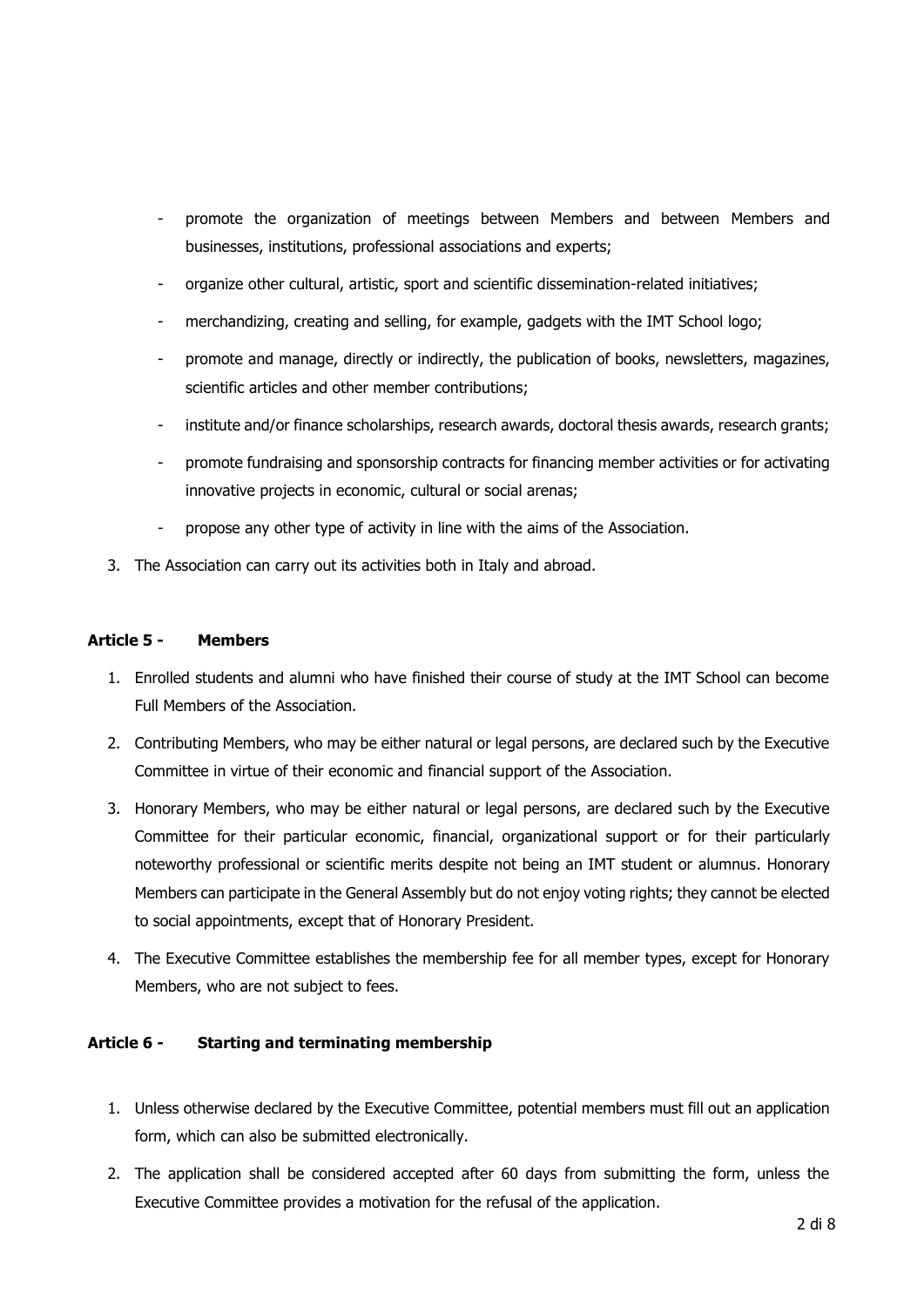- promote the organization of meetings between Members and between Members and businesses, institutions, professional associations and experts;
- organize other cultural, artistic, sport and scientific dissemination-related initiatives;
- merchandizing, creating and selling, for example, gadgets with the IMT School logo;
- promote and manage, directly or indirectly, the publication of books, newsletters, magazines, scientific articles and other member contributions;
- institute and/or finance scholarships, research awards, doctoral thesis awards, research grants;
- promote fundraising and sponsorship contracts for financing member activities or for activating innovative projects in economic, cultural or social arenas;
- propose any other type of activity in line with the aims of the Association.

3. The Association can carry out its activities both in Italy and abroad.

### Article 5 - Members

1. Enrolled students and alumni who have finished their course of study at the IMT School can become Full Members of the Association.
2. Contributing Members, who may be either natural or legal persons, are declared such by the Executive Committee in virtue of their economic and financial support of the Association.
3. Honorary Members, who may be either natural or legal persons, are declared such by the Executive Committee for their particular economic, financial, organizational support or for their particularly noteworthy professional or scientific merits despite not being an IMT student or alumnus. Honorary Members can participate in the General Assembly but do not enjoy voting rights; they cannot be elected to social appointments, except that of Honorary President.
4. The Executive Committee establishes the membership fee for all member types, except for Honorary Members, who are not subject to fees.

### Article 6 - Starting and terminating membership

1. Unless otherwise declared by the Executive Committee, potential members must fill out an application form, which can also be submitted electronically.
2. The application shall be considered accepted after 60 days from submitting the form, unless the Executive Committee provides a motivation for the refusal of the application.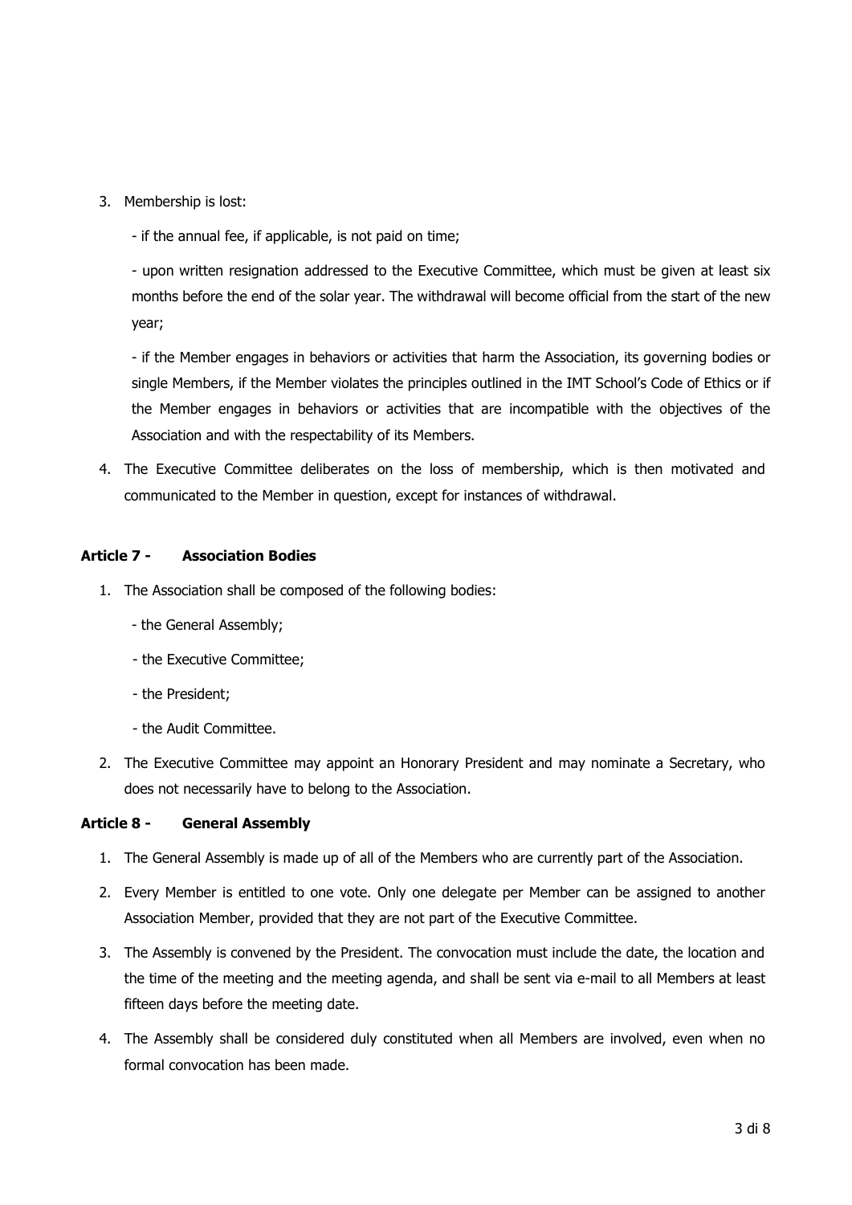3. Membership is lost:

   - if the annual fee, if applicable, is not paid on time;

   - upon written resignation addressed to the Executive Committee, which must be given at least six months before the end of the solar year. The withdrawal will become official from the start of the new year;

   - if the Member engages in behaviors or activities that harm the Association, its governing bodies or single Members, if the Member violates the principles outlined in the IMT School's Code of Ethics or if the Member engages in behaviors or activities that are incompatible with the objectives of the Association and with the respectability of its Members.

4. The Executive Committee deliberates on the loss of membership, which is then motivated and communicated to the Member in question, except for instances of withdrawal.

### Article 7 - Association Bodies

1. The Association shall be composed of the following bodies:

   - the General Assembly;

   - the Executive Committee;

   - the President;

   - the Audit Committee.

2. The Executive Committee may appoint an Honorary President and may nominate a Secretary, who does not necessarily have to belong to the Association.

### Article 8 - General Assembly

1. The General Assembly is made up of all of the Members who are currently part of the Association.
2. Every Member is entitled to one vote. Only one delegate per Member can be assigned to another Association Member, provided that they are not part of the Executive Committee.
3. The Assembly is convened by the President. The convocation must include the date, the location and the time of the meeting and the meeting agenda, and shall be sent via e-mail to all Members at least fifteen days before the meeting date.
4. The Assembly shall be considered duly constituted when all Members are involved, even when no formal convocation has been made.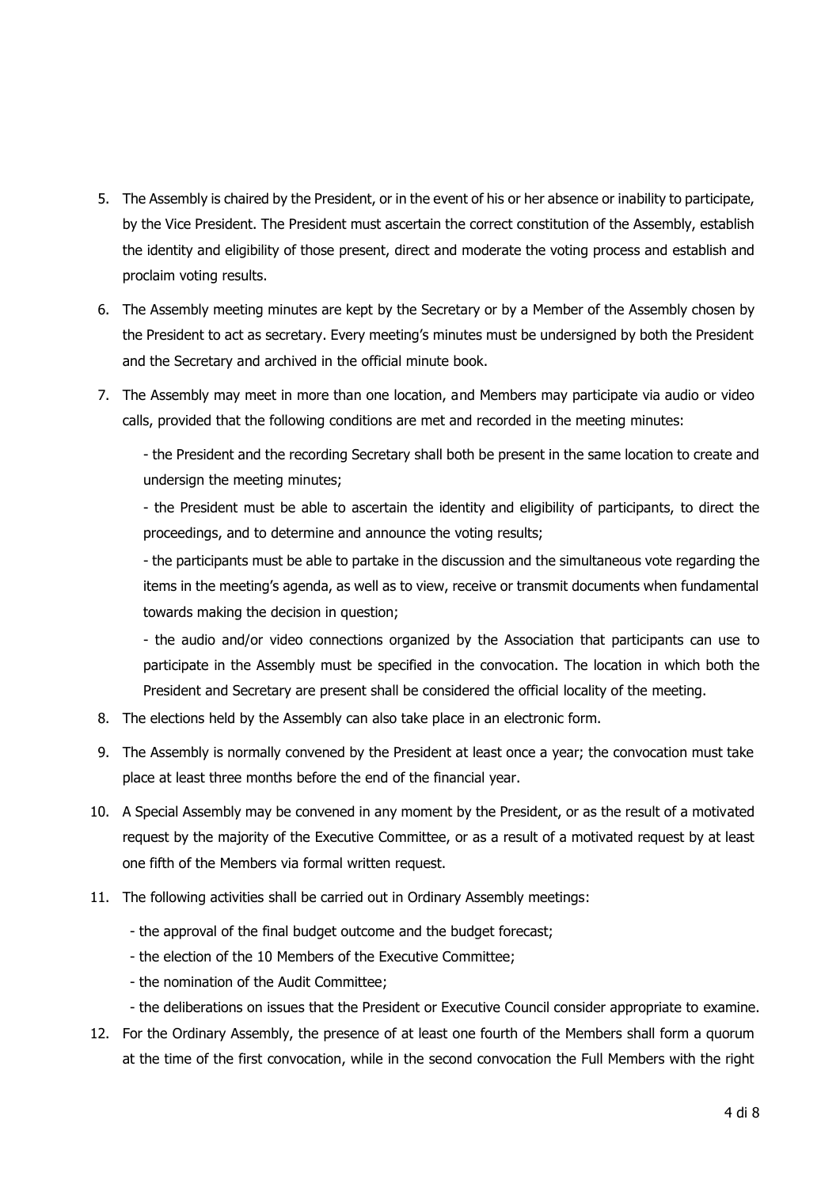5. The Assembly is chaired by the President, or in the event of his or her absence or inability to participate, by the Vice President. The President must ascertain the correct constitution of the Assembly, establish the identity and eligibility of those present, direct and moderate the voting process and establish and proclaim voting results.
6. The Assembly meeting minutes are kept by the Secretary or by a Member of the Assembly chosen by the President to act as secretary. Every meeting's minutes must be undersigned by both the President and the Secretary and archived in the official minute book.
7. The Assembly may meet in more than one location, and Members may participate via audio or video calls, provided that the following conditions are met and recorded in the meeting minutes:

   - the President and the recording Secretary shall both be present in the same location to create and undersign the meeting minutes;

   - the President must be able to ascertain the identity and eligibility of participants, to direct the proceedings, and to determine and announce the voting results;

   - the participants must be able to partake in the discussion and the simultaneous vote regarding the items in the meeting's agenda, as well as to view, receive or transmit documents when fundamental towards making the decision in question;

   - the audio and/or video connections organized by the Association that participants can use to participate in the Assembly must be specified in the convocation. The location in which both the President and Secretary are present shall be considered the official locality of the meeting.
8. The elections held by the Assembly can also take place in an electronic form.
9. The Assembly is normally convened by the President at least once a year; the convocation must take place at least three months before the end of the financial year.
10. A Special Assembly may be convened in any moment by the President, or as the result of a motivated request by the majority of the Executive Committee, or as a result of a motivated request by at least one fifth of the Members via formal written request.
11. The following activities shall be carried out in Ordinary Assembly meetings:
    - the approval of the final budget outcome and the budget forecast;
    - the election of the 10 Members of the Executive Committee;
    - the nomination of the Audit Committee;
    - the deliberations on issues that the President or Executive Council consider appropriate to examine.
12. For the Ordinary Assembly, the presence of at least one fourth of the Members shall form a quorum at the time of the first convocation, while in the second convocation the Full Members with the right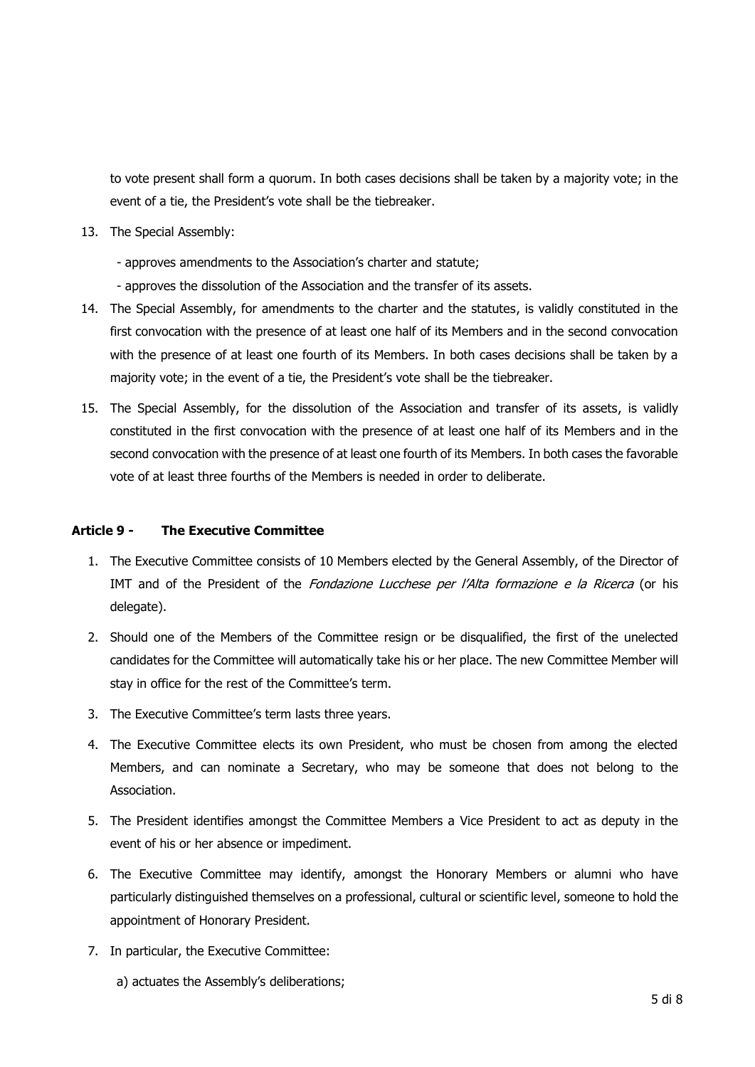to vote present shall form a quorum. In both cases decisions shall be taken by a majority vote; in the event of a tie, the President's vote shall be the tiebreaker.

13. The Special Assembly:

    - approves amendments to the Association's charter and statute;
    - approves the dissolution of the Association and the transfer of its assets.

14. The Special Assembly, for amendments to the charter and the statutes, is validly constituted in the first convocation with the presence of at least one half of its Members and in the second convocation with the presence of at least one fourth of its Members. In both cases decisions shall be taken by a majority vote; in the event of a tie, the President's vote shall be the tiebreaker.

15. The Special Assembly, for the dissolution of the Association and transfer of its assets, is validly constituted in the first convocation with the presence of at least one half of its Members and in the second convocation with the presence of at least one fourth of its Members. In both cases the favorable vote of at least three fourths of the Members is needed in order to deliberate.

### Article 9 - The Executive Committee

1. The Executive Committee consists of 10 Members elected by the General Assembly, of the Director of IMT and of the President of the *Fondazione Lucchese per l'Alta formazione e la Ricerca* (or his delegate).

2. Should one of the Members of the Committee resign or be disqualified, the first of the unelected candidates for the Committee will automatically take his or her place. The new Committee Member will stay in office for the rest of the Committee's term.

3. The Executive Committee's term lasts three years.

4. The Executive Committee elects its own President, who must be chosen from among the elected Members, and can nominate a Secretary, who may be someone that does not belong to the Association.

5. The President identifies amongst the Committee Members a Vice President to act as deputy in the event of his or her absence or impediment.

6. The Executive Committee may identify, amongst the Honorary Members or alumni who have particularly distinguished themselves on a professional, cultural or scientific level, someone to hold the appointment of Honorary President.

7. In particular, the Executive Committee:

    a) actuates the Assembly's deliberations;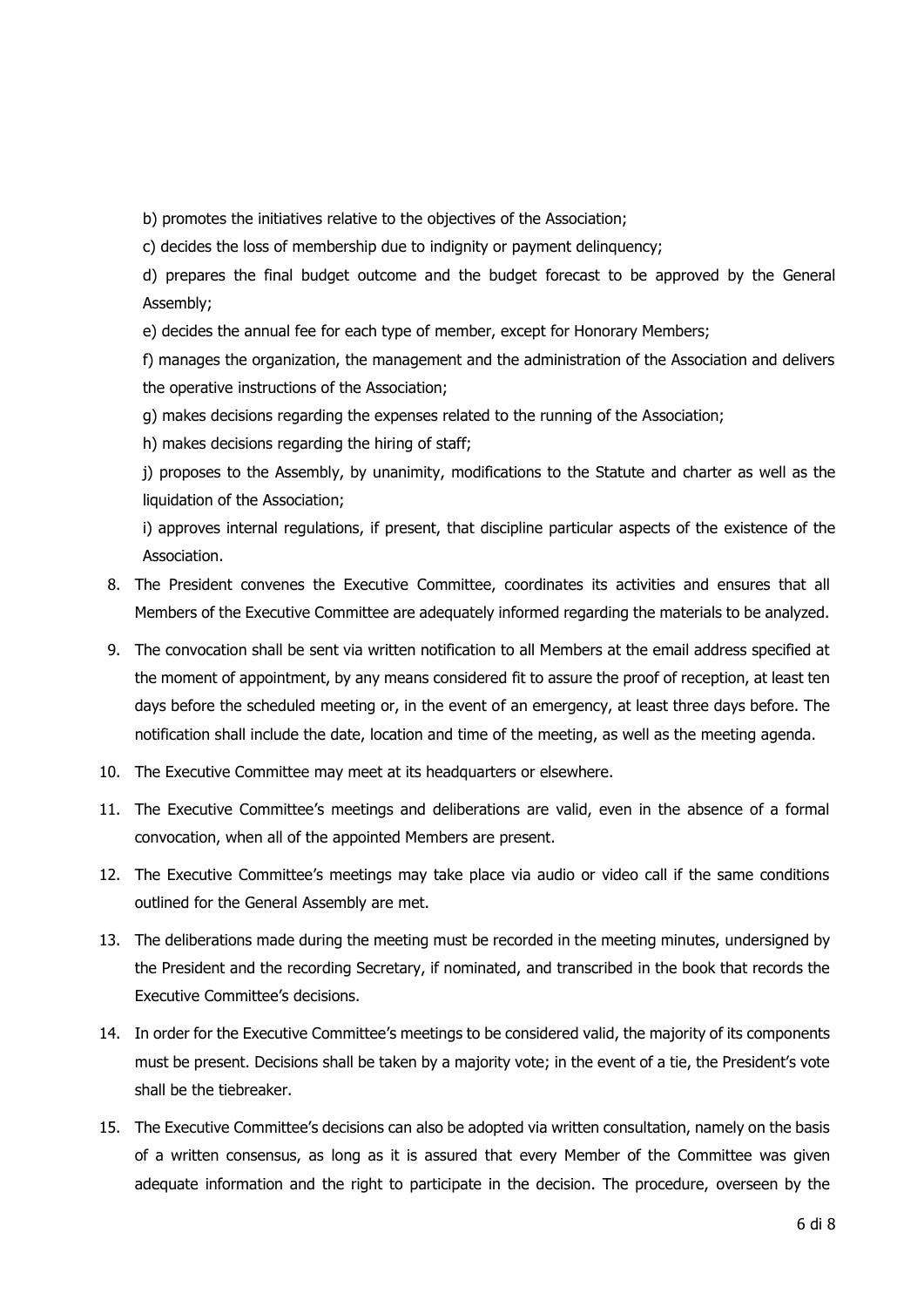b) promotes the initiatives relative to the objectives of the Association;

c) decides the loss of membership due to indignity or payment delinquency;

d) prepares the final budget outcome and the budget forecast to be approved by the General Assembly;

e) decides the annual fee for each type of member, except for Honorary Members;

f) manages the organization, the management and the administration of the Association and delivers the operative instructions of the Association;

g) makes decisions regarding the expenses related to the running of the Association;

h) makes decisions regarding the hiring of staff;

j) proposes to the Assembly, by unanimity, modifications to the Statute and charter as well as the liquidation of the Association;

i) approves internal regulations, if present, that discipline particular aspects of the existence of the Association.

8. The President convenes the Executive Committee, coordinates its activities and ensures that all Members of the Executive Committee are adequately informed regarding the materials to be analyzed.

9. The convocation shall be sent via written notification to all Members at the email address specified at the moment of appointment, by any means considered fit to assure the proof of reception, at least ten days before the scheduled meeting or, in the event of an emergency, at least three days before. The notification shall include the date, location and time of the meeting, as well as the meeting agenda.

10. The Executive Committee may meet at its headquarters or elsewhere.

11. The Executive Committee's meetings and deliberations are valid, even in the absence of a formal convocation, when all of the appointed Members are present.

12. The Executive Committee's meetings may take place via audio or video call if the same conditions outlined for the General Assembly are met.

13. The deliberations made during the meeting must be recorded in the meeting minutes, undersigned by the President and the recording Secretary, if nominated, and transcribed in the book that records the Executive Committee's decisions.

14. In order for the Executive Committee's meetings to be considered valid, the majority of its components must be present. Decisions shall be taken by a majority vote; in the event of a tie, the President's vote shall be the tiebreaker.

15. The Executive Committee's decisions can also be adopted via written consultation, namely on the basis of a written consensus, as long as it is assured that every Member of the Committee was given adequate information and the right to participate in the decision. The procedure, overseen by the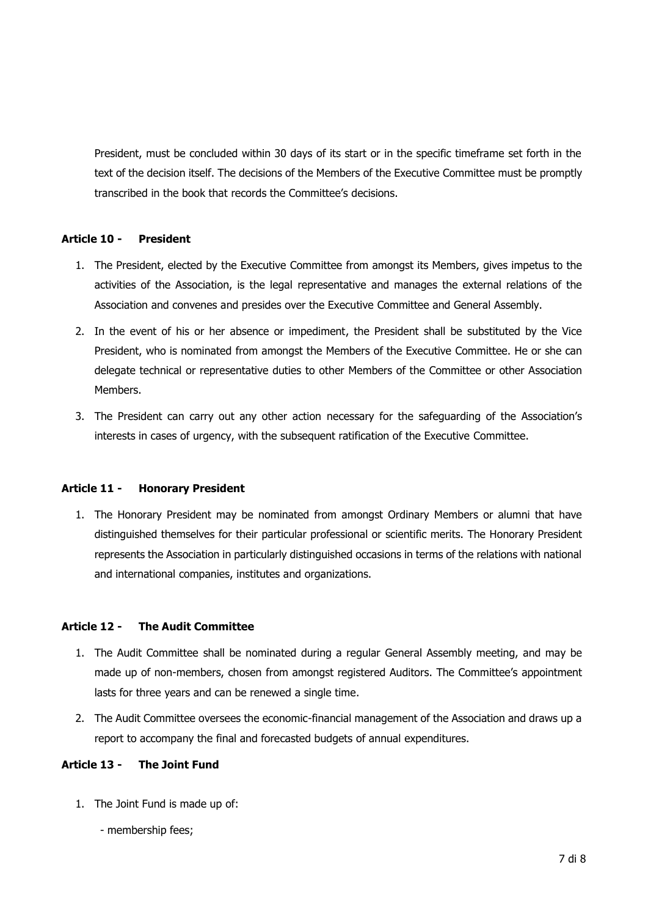President, must be concluded within 30 days of its start or in the specific timeframe set forth in the text of the decision itself. The decisions of the Members of the Executive Committee must be promptly transcribed in the book that records the Committee's decisions.

### Article 10 - President

1. The President, elected by the Executive Committee from amongst its Members, gives impetus to the activities of the Association, is the legal representative and manages the external relations of the Association and convenes and presides over the Executive Committee and General Assembly.
2. In the event of his or her absence or impediment, the President shall be substituted by the Vice President, who is nominated from amongst the Members of the Executive Committee. He or she can delegate technical or representative duties to other Members of the Committee or other Association Members.
3. The President can carry out any other action necessary for the safeguarding of the Association's interests in cases of urgency, with the subsequent ratification of the Executive Committee.

### Article 11 - Honorary President

1. The Honorary President may be nominated from amongst Ordinary Members or alumni that have distinguished themselves for their particular professional or scientific merits. The Honorary President represents the Association in particularly distinguished occasions in terms of the relations with national and international companies, institutes and organizations.

### Article 12 - The Audit Committee

1. The Audit Committee shall be nominated during a regular General Assembly meeting, and may be made up of non-members, chosen from amongst registered Auditors. The Committee's appointment lasts for three years and can be renewed a single time.
2. The Audit Committee oversees the economic-financial management of the Association and draws up a report to accompany the final and forecasted budgets of annual expenditures.

### Article 13 - The Joint Fund

1. The Joint Fund is made up of:

   - membership fees;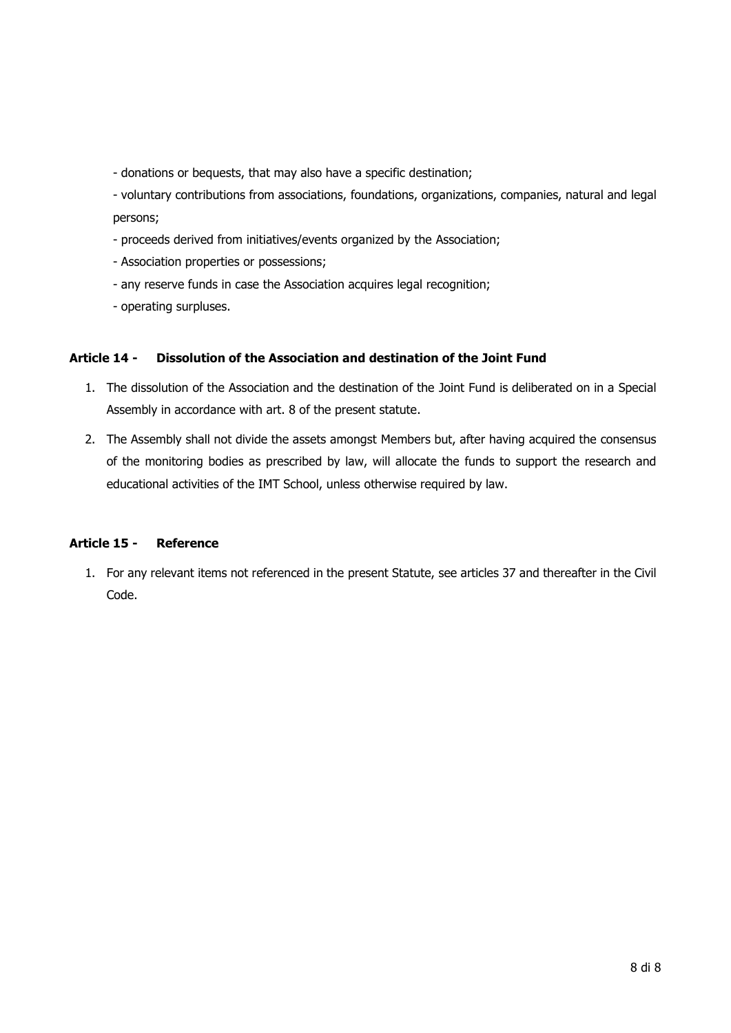- donations or bequests, that may also have a specific destination;
- voluntary contributions from associations, foundations, organizations, companies, natural and legal persons;
- proceeds derived from initiatives/events organized by the Association;
- Association properties or possessions;
- any reserve funds in case the Association acquires legal recognition;
- operating surpluses.

### Article 14 - Dissolution of the Association and destination of the Joint Fund

1. The dissolution of the Association and the destination of the Joint Fund is deliberated on in a Special Assembly in accordance with art. 8 of the present statute.
2. The Assembly shall not divide the assets amongst Members but, after having acquired the consensus of the monitoring bodies as prescribed by law, will allocate the funds to support the research and educational activities of the IMT School, unless otherwise required by law.

### Article 15 - Reference

1. For any relevant items not referenced in the present Statute, see articles 37 and thereafter in the Civil Code.